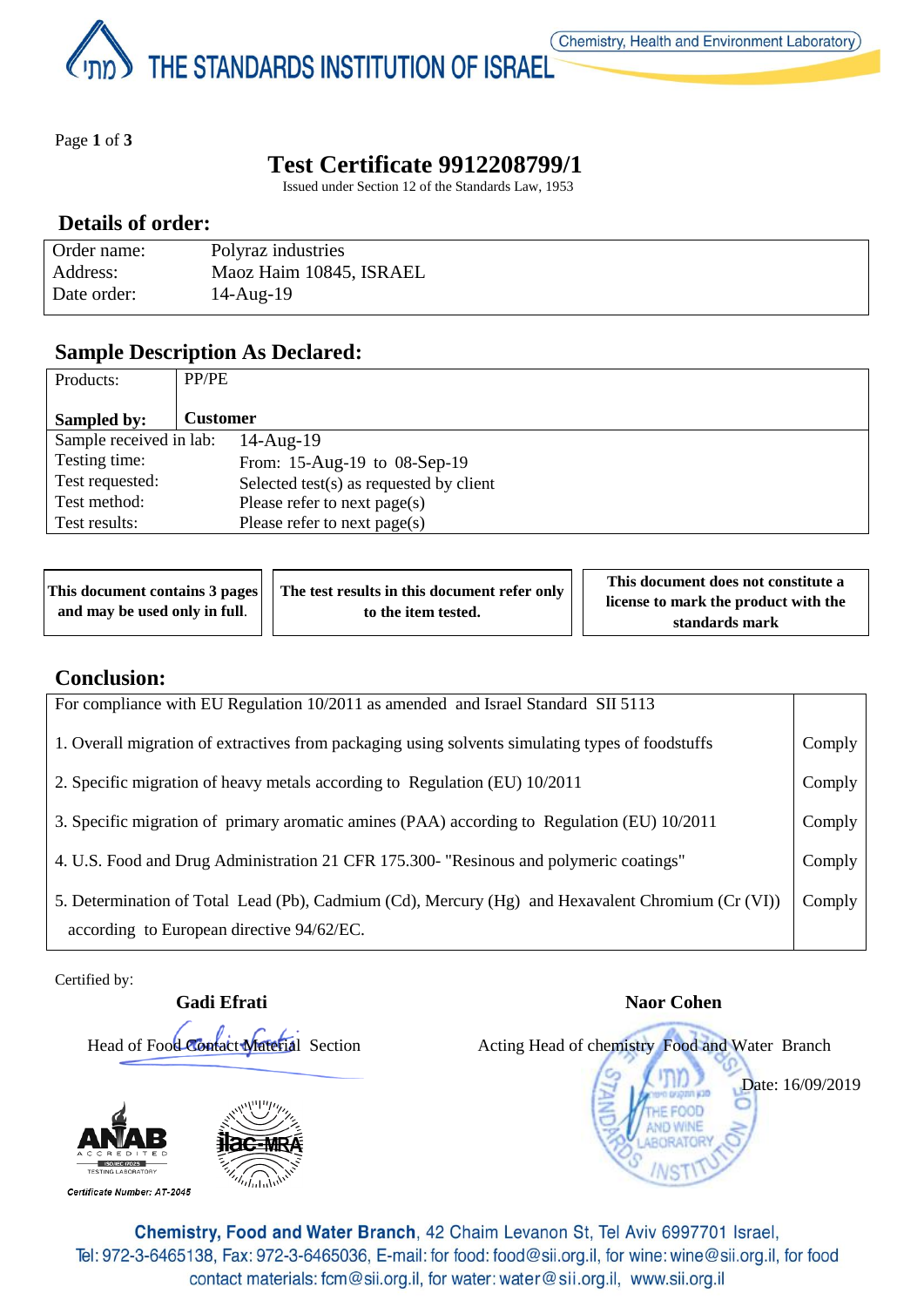THE STANDARDS INSTITUTION OF ISRAEL

Chemistry, Health and Environment Laboratory

# Test Certificate 9912208799/1

Issued under Section 12 of the Standards Law, 1953

## Details of order:

| | |
|---|---|
| Order name: | Polyraz industries |
| Address: | Maoz Haim 10845, ISRAEL |
| Date order: | 14-Aug-19 |

## Sample Description As Declared:

| | |
|---|---|
| Products: | PP/PE |
| **Sampled by:** | **Customer** |
| Sample received in lab: | 14-Aug-19 |
| Testing time: | From: 15-Aug-19 to 08-Sep-19 |
| Test requested: | Selected test(s) as requested by client |
| Test method: | Please refer to next page(s) |
| Test results: | Please refer to next page(s) |

| | | |
|---|---|---|
| **This document contains 3 pages and may be used only in full.** | **The test results in this document refer only to the item tested.** | **This document does not constitute a license to mark the product with the standards mark** |

## Conclusion:

| For compliance with EU Regulation 10/2011 as amended and Israel Standard SII 5113 | |
|---|---|
| 1. Overall migration of extractives from packaging using solvents simulating types of foodstuffs | Comply |
| 2. Specific migration of heavy metals according to Regulation (EU) 10/2011 | Comply |
| 3. Specific migration of primary aromatic amines (PAA) according to Regulation (EU) 10/2011 | Comply |
| 4. U.S. Food and Drug Administration 21 CFR 175.300- "Resinous and polymeric coatings" | Comply |
| 5. Determination of Total Lead (Pb), Cadmium (Cd), Mercury (Hg) and Hexavalent Chromium (Cr (VI)) according to European directive 94/62/EC. | Comply |

Certified by:

**Gadi Efrati**
Head of Food Contact Material Section

**Naor Cohen**
Acting Head of chemistry Food and Water Branch

Date: 16/09/2019

ANAB ACCREDITED ISO/IEC 17025 TESTING LABORATORY

Certificate Number: AT-2045

ilac-MRA

**Chemistry, Food and Water Branch**, 42 Chaim Levanon St, Tel Aviv 6997701 Israel,
Tel: 972-3-6465138, Fax: 972-3-6465036, E-mail: for food: food@sii.org.il, for wine: wine@sii.org.il, for food contact materials: fcm@sii.org.il, for water: water@sii.org.il, www.sii.org.il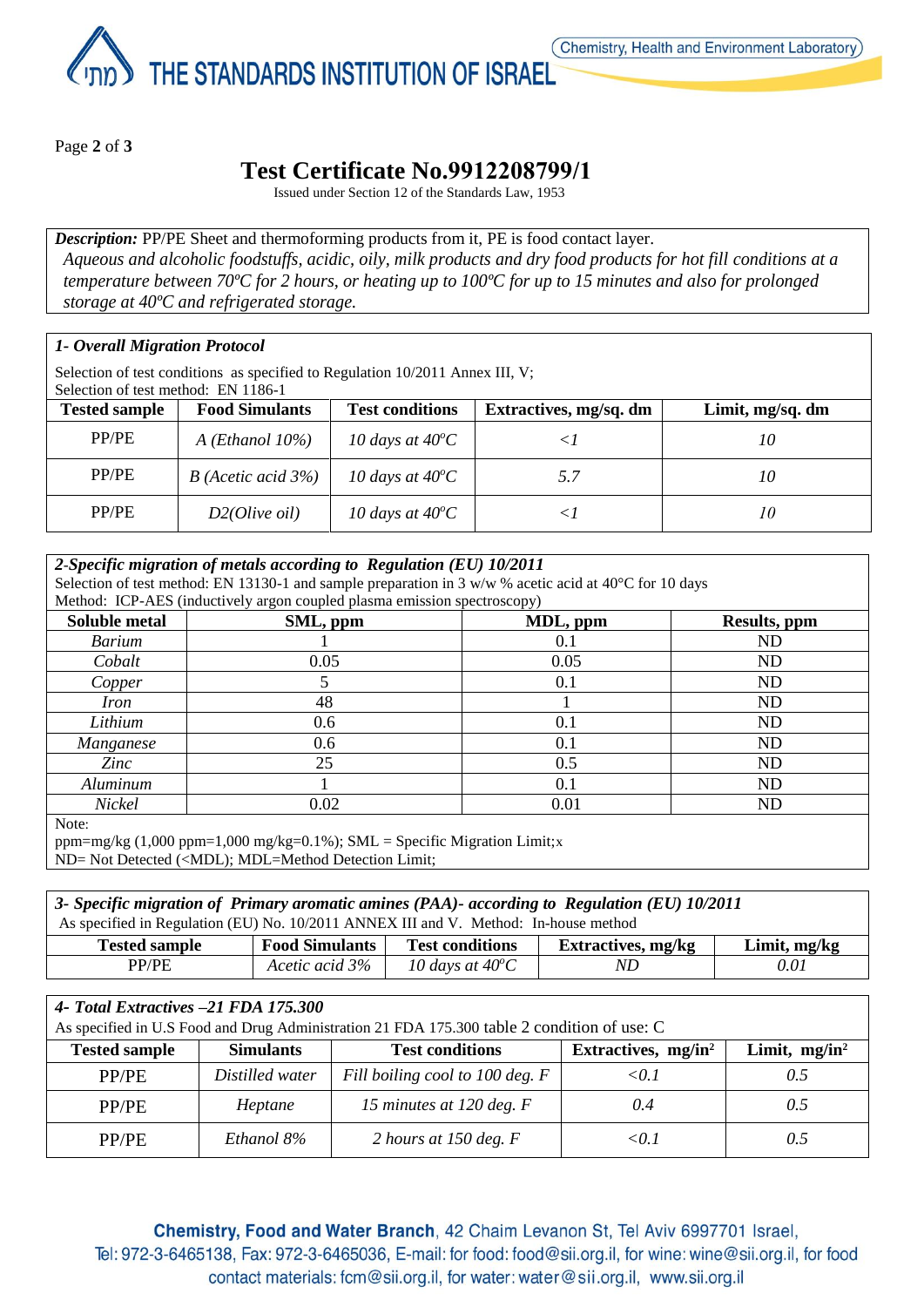# Test Certificate No.9912208799/1

Issued under Section 12 of the Standards Law, 1953

***Description:*** PP/PE Sheet and thermoforming products from it, PE is food contact layer.
*Aqueous and alcoholic foodstuffs, acidic, oily, milk products and dry food products for hot fill conditions at a temperature between 70ºC for 2 hours, or heating up to 100ºC for up to 15 minutes and also for prolonged storage at 40ºC and refrigerated storage.*

### *1- Overall Migration Protocol*

Selection of test conditions as specified to Regulation 10/2011 Annex III, V;
Selection of test method: EN 1186-1

| Tested sample | Food Simulants | Test conditions | Extractives, mg/sq. dm | Limit, mg/sq. dm |
|---|---|---|---|---|
| PP/PE | *A (Ethanol 10%)* | *10 days at 40$^o$C* | *<1* | *10* |
| PP/PE | *B (Acetic acid 3%)* | *10 days at 40$^o$C* | *5.7* | *10* |
| PP/PE | *D2(Olive oil)* | *10 days at 40$^o$C* | *<1* | *10* |

### *2-Specific migration of metals according to Regulation (EU) 10/2011*

Selection of test method: EN 13130-1 and sample preparation in 3 w/w % acetic acid at 40°C for 10 days
Method: ICP-AES (inductively argon coupled plasma emission spectroscopy)

| Soluble metal | SML, ppm | MDL, ppm | Results, ppm |
|---|---|---|---|
| *Barium* | 1 | 0.1 | ND |
| *Cobalt* | 0.05 | 0.05 | ND |
| *Copper* | 5 | 0.1 | ND |
| *Iron* | 48 | 1 | ND |
| *Lithium* | 0.6 | 0.1 | ND |
| *Manganese* | 0.6 | 0.1 | ND |
| *Zinc* | 25 | 0.5 | ND |
| *Aluminum* | 1 | 0.1 | ND |
| *Nickel* | 0.02 | 0.01 | ND |

Note:
ppm=mg/kg (1,000 ppm=1,000 mg/kg=0.1%); SML = Specific Migration Limit;x
ND= Not Detected (<MDL); MDL=Method Detection Limit;

### *3- Specific migration of Primary aromatic amines (PAA)- according to Regulation (EU) 10/2011*

As specified in Regulation (EU) No. 10/2011 ANNEX III and V. Method: In-house method

| Tested sample | Food Simulants | Test conditions | Extractives, mg/kg | Limit, mg/kg |
|---|---|---|---|---|
| PP/PE | *Acetic acid 3%* | *10 days at 40$^o$C* | *ND* | *0.01* |

### *4- Total Extractives –21 FDA 175.300*

As specified in U.S Food and Drug Administration 21 FDA 175.300 table 2 condition of use: C

| Tested sample | Simulants | Test conditions | Extractives, mg/in$^2$ | Limit, mg/in$^2$ |
|---|---|---|---|---|
| PP/PE | *Distilled water* | *Fill boiling cool to 100 deg. F* | *<0.1* | *0.5* |
| PP/PE | *Heptane* | *15 minutes at 120 deg. F* | *0.4* | *0.5* |
| PP/PE | *Ethanol 8%* | *2 hours at 150 deg. F* | *<0.1* | *0.5* |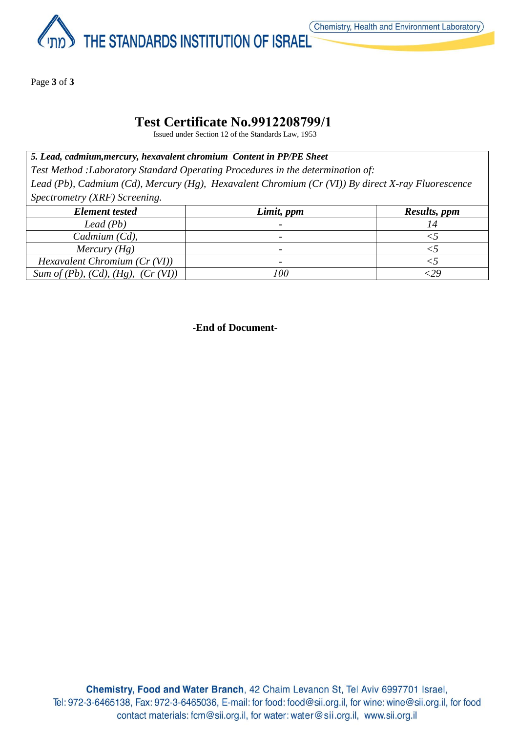# Test Certificate No.9912208799/1

Issued under Section 12 of the Standards Law, 1953

***5. Lead, cadmium,mercury, hexavalent chromium Content in PP/PE Sheet***

*Test Method :Laboratory Standard Operating Procedures in the determination of:*

*Lead (Pb), Cadmium (Cd), Mercury (Hg), Hexavalent Chromium (Cr (VI)) By direct X-ray Fluorescence Spectrometry (XRF) Screening.*

| ***Element tested*** | ***Limit, ppm*** | ***Results, ppm*** |
|---|---|---|
| *Lead (Pb)* | - | *14* |
| *Cadmium (Cd),* | - | *<5* |
| *Mercury (Hg)* | - | *<5* |
| *Hexavalent Chromium (Cr (VI))* | - | *<5* |
| *Sum of (Pb), (Cd), (Hg), (Cr (VI))* | *100* | *<29* |

**-End of Document-**